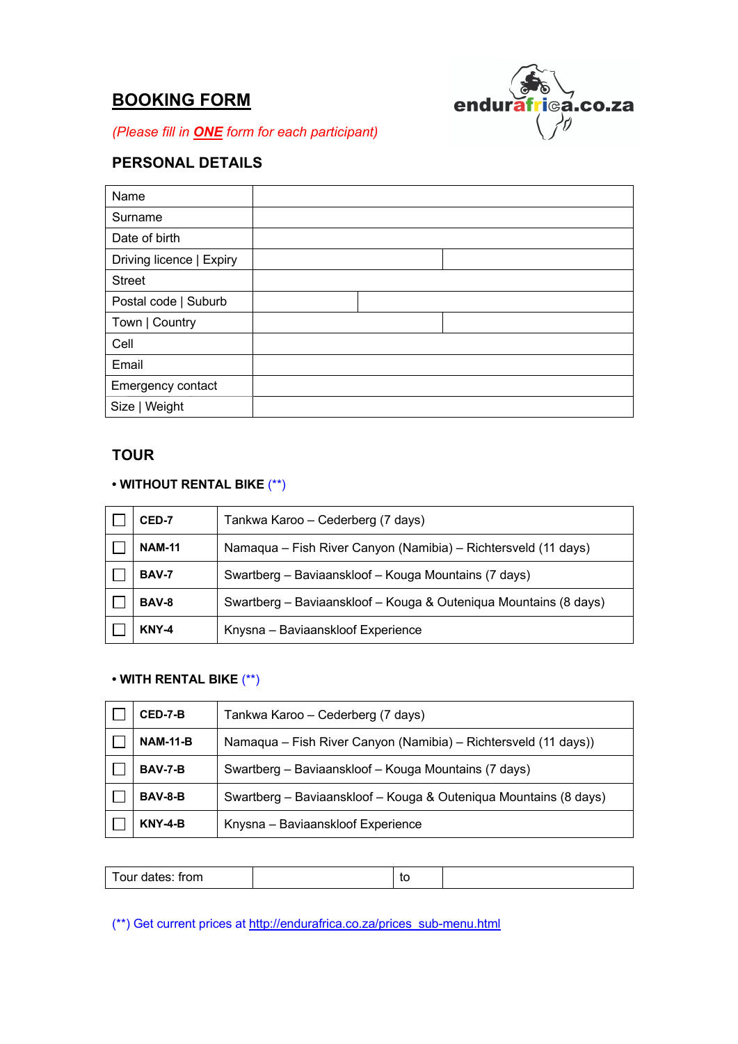# BOOKING FORM

*(Please fill in **ONE** form for each participant)*

endurafrica.co.za

## PERSONAL DETAILS

| | | |
|---|---|---|
| Name | | |
| Surname | | |
| Date of birth | | |
| Driving licence \| Expiry | | |
| Street | | |
| Postal code \| Suburb | | |
| Town \| Country | | |
| Cell | | |
| Email | | |
| Emergency contact | | |
| Size \| Weight | | |

## TOUR

**• WITHOUT RENTAL BIKE** (**)

| | | |
|---|---|---|
| ☐ | **CED-7** | Tankwa Karoo – Cederberg (7 days) |
| ☐ | **NAM-11** | Namaqua – Fish River Canyon (Namibia) – Richtersveld (11 days) |
| ☐ | **BAV-7** | Swartberg – Baviaanskloof – Kouga Mountains (7 days) |
| ☐ | **BAV-8** | Swartberg – Baviaanskloof – Kouga & Outeniqua Mountains (8 days) |
| ☐ | **KNY-4** | Knysna – Baviaanskloof Experience |

**• WITH RENTAL BIKE** (**)

| | | |
|---|---|---|
| ☐ | **CED-7-B** | Tankwa Karoo – Cederberg (7 days) |
| ☐ | **NAM-11-B** | Namaqua – Fish River Canyon (Namibia) – Richtersveld (11 days)) |
| ☐ | **BAV-7-B** | Swartberg – Baviaanskloof – Kouga Mountains (7 days) |
| ☐ | **BAV-8-B** | Swartberg – Baviaanskloof – Kouga & Outeniqua Mountains (8 days) |
| ☐ | **KNY-4-B** | Knysna – Baviaanskloof Experience |

| | | | |
|---|---|---|---|
| Tour dates: from | | to | |

(**) Get current prices at http://endurafrica.co.za/prices_sub-menu.html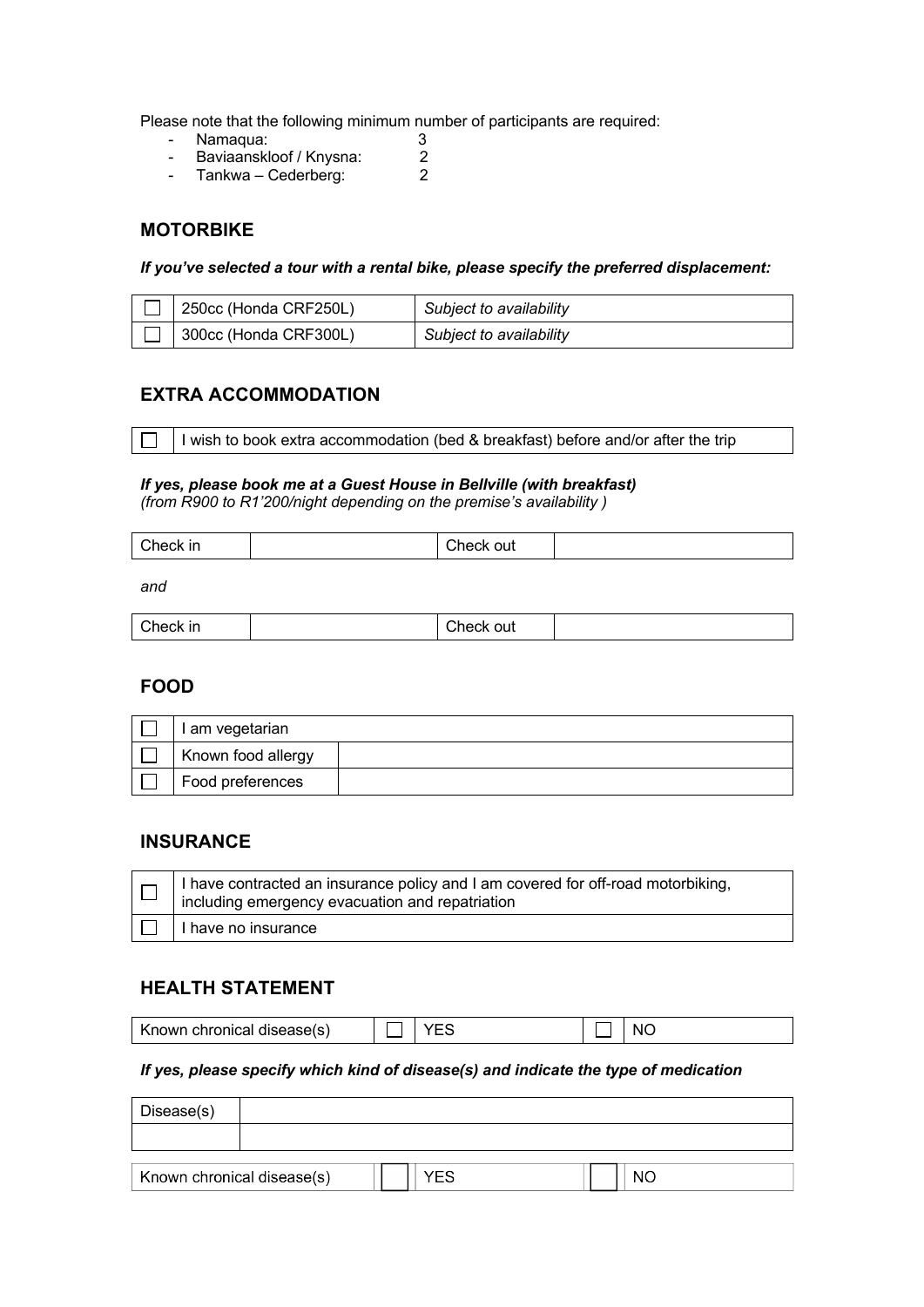Please note that the following minimum number of participants are required:

- Namaqua: 3
- Baviaanskloof / Knysna: 2
- Tankwa – Cederberg: 2

## MOTORBIKE

***If you've selected a tour with a rental bike, please specify the preferred displacement:***

| | | |
|---|---|---|
| ☐ | 250cc (Honda CRF250L) | *Subject to availability* |
| ☐ | 300cc (Honda CRF300L) | *Subject to availability* |

## EXTRA ACCOMMODATION

| | |
|---|---|
| ☐ | I wish to book extra accommodation (bed & breakfast) before and/or after the trip |

***If yes, please book me at a Guest House in Bellville (with breakfast)***
*(from R900 to R1'200/night depending on the premise's availability )*

| | | | |
|---|---|---|---|
| Check in | | Check out | |

*and*

| | | | |
|---|---|---|---|
| Check in | | Check out | |

## FOOD

| | | |
|---|---|---|
| ☐ | I am vegetarian | |
| ☐ | Known food allergy | |
| ☐ | Food preferences | |

## INSURANCE

| | |
|---|---|
| ☐ | I have contracted an insurance policy and I am covered for off-road motorbiking, including emergency evacuation and repatriation |
| ☐ | I have no insurance |

## HEALTH STATEMENT

| | | | | |
|---|---|---|---|---|
| Known chronical disease(s) | ☐ | YES | ☐ | NO |

***If yes, please specify which kind of disease(s) and indicate the type of medication***

| | |
|---|---|
| Disease(s) | |
| | |

| | | | | |
|---|---|---|---|---|
| Known chronical disease(s) | ☐ | YES | ☐ | NO |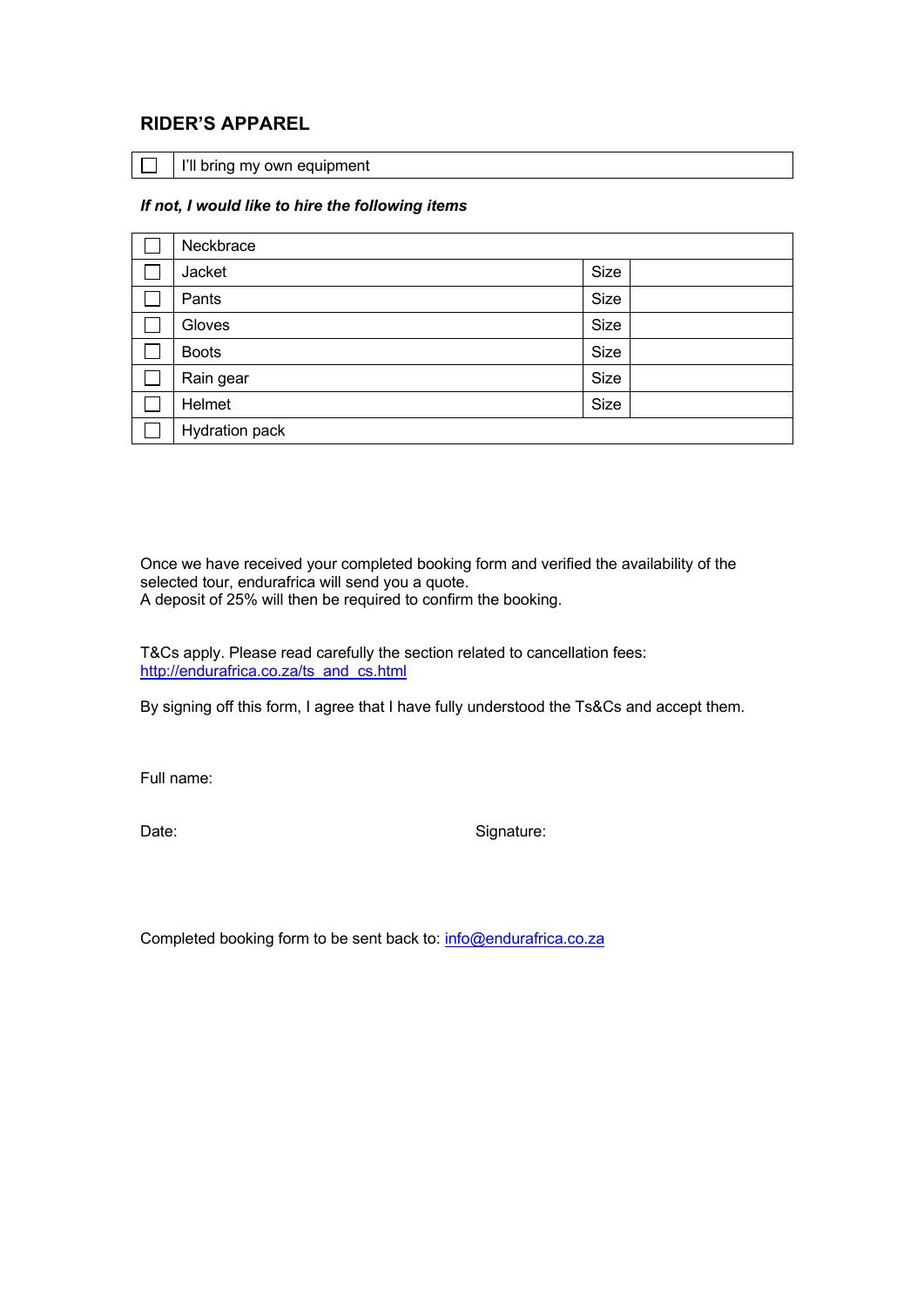## RIDER'S APPAREL

| | |
|---|---|
| ☐ | I'll bring my own equipment |

***If not, I would like to hire the following items***

| | | | |
|---|---|---|---|
| ☐ | Neckbrace | | |
| ☐ | Jacket | Size | |
| ☐ | Pants | Size | |
| ☐ | Gloves | Size | |
| ☐ | Boots | Size | |
| ☐ | Rain gear | Size | |
| ☐ | Helmet | Size | |
| ☐ | Hydration pack | | |

Once we have received your completed booking form and verified the availability of the selected tour, endurafrica will send you a quote.
A deposit of 25% will then be required to confirm the booking.

T&Cs apply. Please read carefully the section related to cancellation fees:
http://endurafrica.co.za/ts_and_cs.html

By signing off this form, I agree that I have fully understood the Ts&Cs and accept them.

Full name:

Date: Signature:

Completed booking form to be sent back to: info@endurafrica.co.za